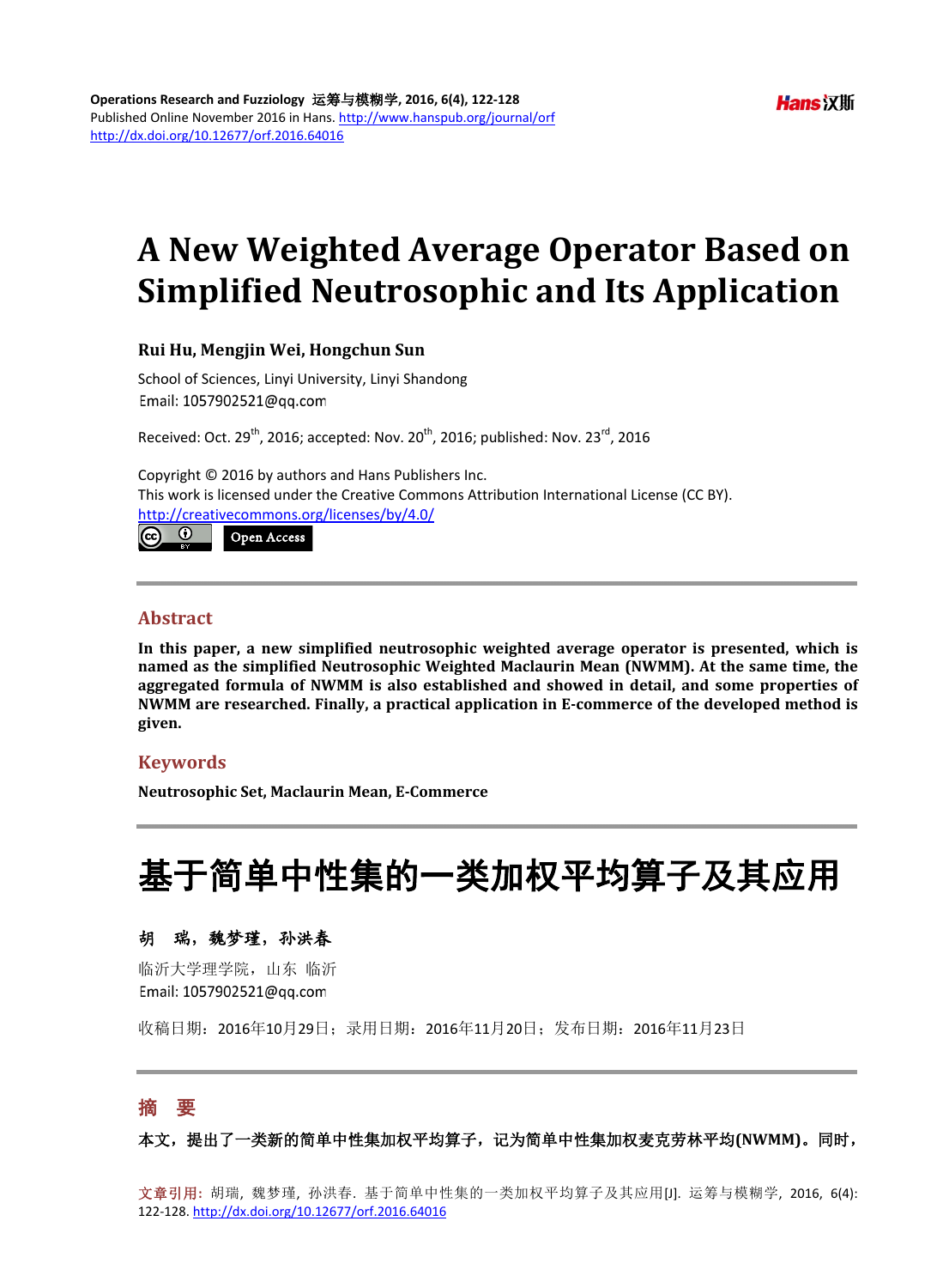Operations Research and Fuzziology 运筹与模糊学, 2016, 6(4), 122-128
Published Online November 2016 in Hans. http://www.hanspub.org/journal/orf
http://dx.doi.org/10.12677/orf.2016.64016

# A New Weighted Average Operator Based on Simplified Neutrosophic and Its Application

**Rui Hu, Mengjin Wei, Hongchun Sun**

School of Sciences, Linyi University, Linyi Shandong
Email: 1057902521@qq.com

Received: Oct. 29th, 2016; accepted: Nov. 20th, 2016; published: Nov. 23rd, 2016

Copyright © 2016 by authors and Hans Publishers Inc.
This work is licensed under the Creative Commons Attribution International License (CC BY).
http://creativecommons.org/licenses/by/4.0/

Open Access

## Abstract

**In this paper, a new simplified neutrosophic weighted average operator is presented, which is named as the simplified Neutrosophic Weighted Maclaurin Mean (NWMM). At the same time, the aggregated formula of NWMM is also established and showed in detail, and some properties of NWMM are researched. Finally, a practical application in E-commerce of the developed method is given.**

## Keywords

**Neutrosophic Set, Maclaurin Mean, E-Commerce**

# 基于简单中性集的一类加权平均算子及其应用

**胡　瑞，魏梦瑾，孙洪春**

临沂大学理学院，山东 临沂
Email: 1057902521@qq.com

收稿日期：2016年10月29日；录用日期：2016年11月20日；发布日期：2016年11月23日

## 摘　要

**本文，提出了一类新的简单中性集加权平均算子，记为简单中性集加权麦克劳林平均(NWMM)。同时，**

文章引用：胡瑞，魏梦瑾，孙洪春. 基于简单中性集的一类加权平均算子及其应用[J]. 运筹与模糊学, 2016, 6(4): 122-128. http://dx.doi.org/10.12677/orf.2016.64016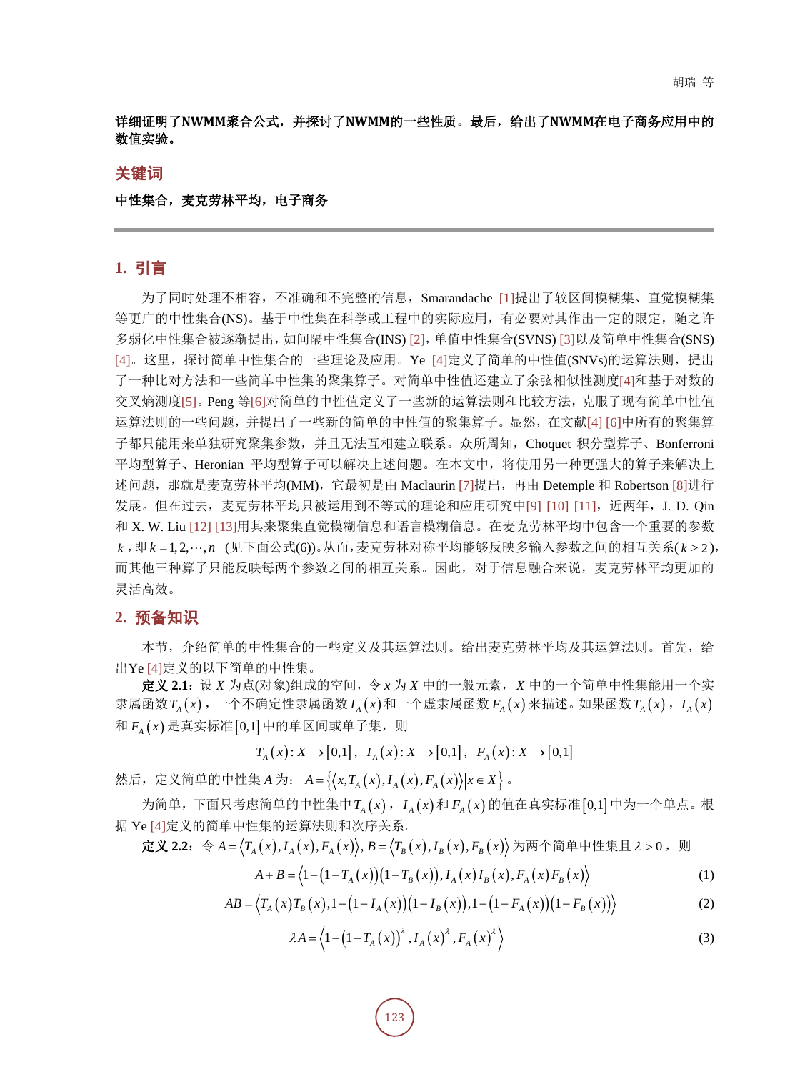**详细证明了NWMM聚合公式，并探讨了NWMM的一些性质。最后，给出了NWMM在电子商务应用中的数值实验。**

## 关键词

**中性集合，麦克劳林平均，电子商务**

## 1. 引言

为了同时处理不相容，不准确和不完整的信息，Smarandache [1]提出了较区间模糊集、直觉模糊集等更广的中性集合(NS)。基于中性集在科学或工程中的实际应用，有必要对其作出一定的限定，随之许多弱化中性集合被逐渐提出，如间隔中性集合(INS) [2]，单值中性集合(SVNS) [3]以及简单中性集合(SNS) [4]。这里，探讨简单中性集合的一些理论及应用。Ye [4]定义了简单的中性值(SNVs)的运算法则，提出了一种比对方法和一些简单中性集的聚集算子。对简单中性值还建立了余弦相似性测度[4]和基于对数的交叉熵测度[5]。Peng 等[6]对简单的中性值定义了一些新的运算法则和比较方法，克服了现有简单中性值运算法则的一些问题，并提出了一些新的简单的中性值的聚集算子。显然，在文献[4] [6]中所有的聚集算子都只能用来单独研究聚集参数，并且无法互相建立联系。众所周知，Choquet 积分型算子、Bonferroni 平均型算子、Heronian 平均型算子可以解决上述问题。在本文中，将使用另一种更强大的算子来解决上述问题，那就是麦克劳林平均(MM)，它最初是由 Maclaurin [7]提出，再由 Detemple 和 Robertson [8]进行发展。但在过去，麦克劳林平均只被运用到不等式的理论和应用研究中[9] [10] [11]，近两年，J. D. Qin 和 X. W. Liu [12] [13]用其来聚集直觉模糊信息和语言模糊信息。在麦克劳林平均中包含一个重要的参数 $k$，即 $k=1,2,\cdots,n$ (见下面公式(6))。从而，麦克劳林对称平均能够反映多输入参数之间的相互关系($k\geq 2$)，而其他三种算子只能反映每两个参数之间的相互关系。因此，对于信息融合来说，麦克劳林平均更加的灵活高效。

## 2. 预备知识

本节，介绍简单的中性集合的一些定义及其运算法则。给出麦克劳林平均及其运算法则。首先，给出Ye [4]定义的以下简单的中性集。

**定义 2.1**：设 $X$ 为点(对象)组成的空间，令 $x$ 为 $X$ 中的一般元素，$X$ 中的一个简单中性集能用一个实隶属函数 $T_A(x)$，一个不确定性隶属函数 $I_A(x)$ 和一个虚隶属函数 $F_A(x)$ 来描述。如果函数 $T_A(x)$，$I_A(x)$ 和 $F_A(x)$ 是真实标准 $[0,1]$ 中的单区间或单子集，则

$$T_A(x):X\to[0,1],\quad I_A(x):X\to[0,1],\quad F_A(x):X\to[0,1]$$

然后，定义简单的中性集 $A$ 为：$A=\left\{\left\langle x,T_A(x),I_A(x),F_A(x)\right\rangle \middle| x\in X\right\}$。

为简单，下面只考虑简单的中性集中 $T_A(x)$，$I_A(x)$ 和 $F_A(x)$ 的值在真实标准 $[0,1]$ 中为一个单点。根据 Ye [4]定义的简单中性集的运算法则和次序关系。

**定义 2.2**：令 $A=\left\langle T_A(x),I_A(x),F_A(x)\right\rangle, B=\left\langle T_B(x),I_B(x),F_B(x)\right\rangle$ 为两个简单中性集且 $\lambda>0$，则

$$A+B=\left\langle 1-\left(1-T_A(x)\right)\left(1-T_B(x)\right), I_A(x)I_B(x), F_A(x)F_B(x)\right\rangle \tag{1}$$

$$AB=\left\langle T_A(x)T_B(x), 1-\left(1-I_A(x)\right)\left(1-I_B(x)\right), 1-\left(1-F_A(x)\right)\left(1-F_B(x)\right)\right\rangle \tag{2}$$

$$\lambda A=\left\langle 1-\left(1-T_A(x)\right)^{\lambda}, I_A(x)^{\lambda}, F_A(x)^{\lambda}\right\rangle \tag{3}$$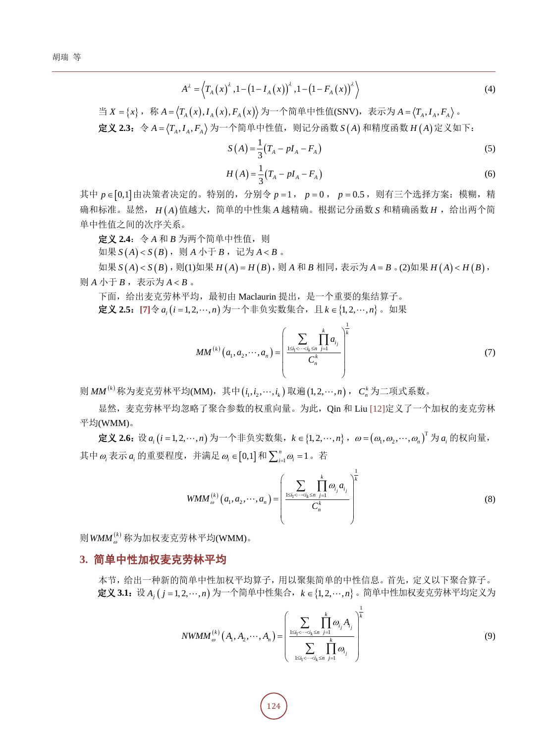$$A^{\lambda}=\left\langle T_A(x)^{\lambda},1-\left(1-I_A(x)\right)^{\lambda},1-\left(1-F_A(x)\right)^{\lambda}\right\rangle \tag{4}$$

当 $X=\{x\}$，称 $A=\left\langle T_A(x),I_A(x),F_A(x)\right\rangle$ 为一个简单中性值(SNV)，表示为 $A=\left\langle T_A,I_A,F_A\right\rangle$。

**定义 2.3**：令 $A=\left\langle T_A,I_A,F_A\right\rangle$ 为一个简单中性值，则记分函数 $S(A)$ 和精度函数 $H(A)$ 定义如下：

$$S(A)=\frac{1}{3}\left(T_A-pI_A-F_A\right) \tag{5}$$

$$H(A)=\frac{1}{3}\left(T_A-pI_A-F_A\right) \tag{6}$$

其中 $p\in[0,1]$ 由决策者决定的。特别的，分别令 $p=1$，$p=0$，$p=0.5$，则有三个选择方案：模糊，精确和标准。显然，$H(A)$ 值越大，简单的中性集 $A$ 越精确。根据记分函数 $S$ 和精确函数 $H$，给出两个简单中性值之间的次序关系。

**定义 2.4**：令 $A$ 和 $B$ 为两个简单中性值，则

如果 $S(A)<S(B)$，则 $A$ 小于 $B$，记为 $A<B$。

如果 $S(A)<S(B)$，则(1)如果 $H(A)=H(B)$，则 $A$ 和 $B$ 相同，表示为 $A=B$。(2)如果 $H(A)<H(B)$，则 $A$ 小于 $B$，表示为 $A<B$。

下面，给出麦克劳林平均，最初由 Maclaurin 提出，是一个重要的集结算子。

**定义 2.5**：[7]令 $a_i\ (i=1,2,\cdots,n)$ 为一个非负实数集合，且 $k\in\{1,2,\cdots,n\}$。如果

$$MM^{(k)}\left(a_1,a_2,\cdots,a_n\right)=\left(\frac{\sum\limits_{1\le i_1<\cdots<i_k\le n}\prod\limits_{j=1}^{k}a_{i_j}}{C_n^k}\right)^{\frac{1}{k}} \tag{7}$$

则 $MM^{(k)}$ 称为麦克劳林平均(MM)，其中 $\left(i_1,i_2,\cdots,i_k\right)$ 取遍 $(1,2,\cdots,n)$，$C_n^k$ 为二项式系数。

显然，麦克劳林平均忽略了聚合参数的权重向量。为此，Qin 和 Liu [12]定义了一个加权的麦克劳林平均(WMM)。

**定义 2.6**：设 $a_i\ (i=1,2,\cdots,n)$ 为一个非负实数集，$k\in\{1,2,\cdots,n\}$，$\omega=\left(\omega_1,\omega_2,\cdots,\omega_n\right)^{\mathrm{T}}$ 为 $a_i$ 的权向量，其中 $\omega_i$ 表示 $a_i$ 的重要程度，并满足 $\omega_i\in[0,1]$ 和 $\sum_{i=1}^{n}\omega_i=1$。若

$$WMM_{\omega}^{(k)}\left(a_1,a_2,\cdots,a_n\right)=\left(\frac{\sum\limits_{1\le i_1<\cdots<i_k\le n}\prod\limits_{j=1}^{k}\omega_{i_j}a_{i_j}}{C_n^k}\right)^{\frac{1}{k}} \tag{8}$$

则 $WMM_{\omega}^{(k)}$ 称为加权麦克劳林平均(WMM)。

## 3. 简单中性加权麦克劳林平均

本节，给出一种新的简单中性加权平均算子，用以聚集简单的中性信息。首先，定义以下聚合算子。

**定义 3.1**：设 $A_j\ (j=1,2,\cdots,n)$ 为一个简单中性集合，$k\in\{1,2,\cdots,n\}$。简单中性加权麦克劳林平均定义为

$$NWMM_{\omega}^{(k)}\left(A_1,A_2,\cdots,A_n\right)=\left(\frac{\sum\limits_{1\le i_1<\cdots<i_k\le n}\prod\limits_{j=1}^{k}\omega_{i_j}A_{i_j}}{\sum\limits_{1\le i_1<\cdots<i_k\le n}\prod\limits_{j=1}^{k}\omega_{i_j}}\right)^{\frac{1}{k}} \tag{9}$$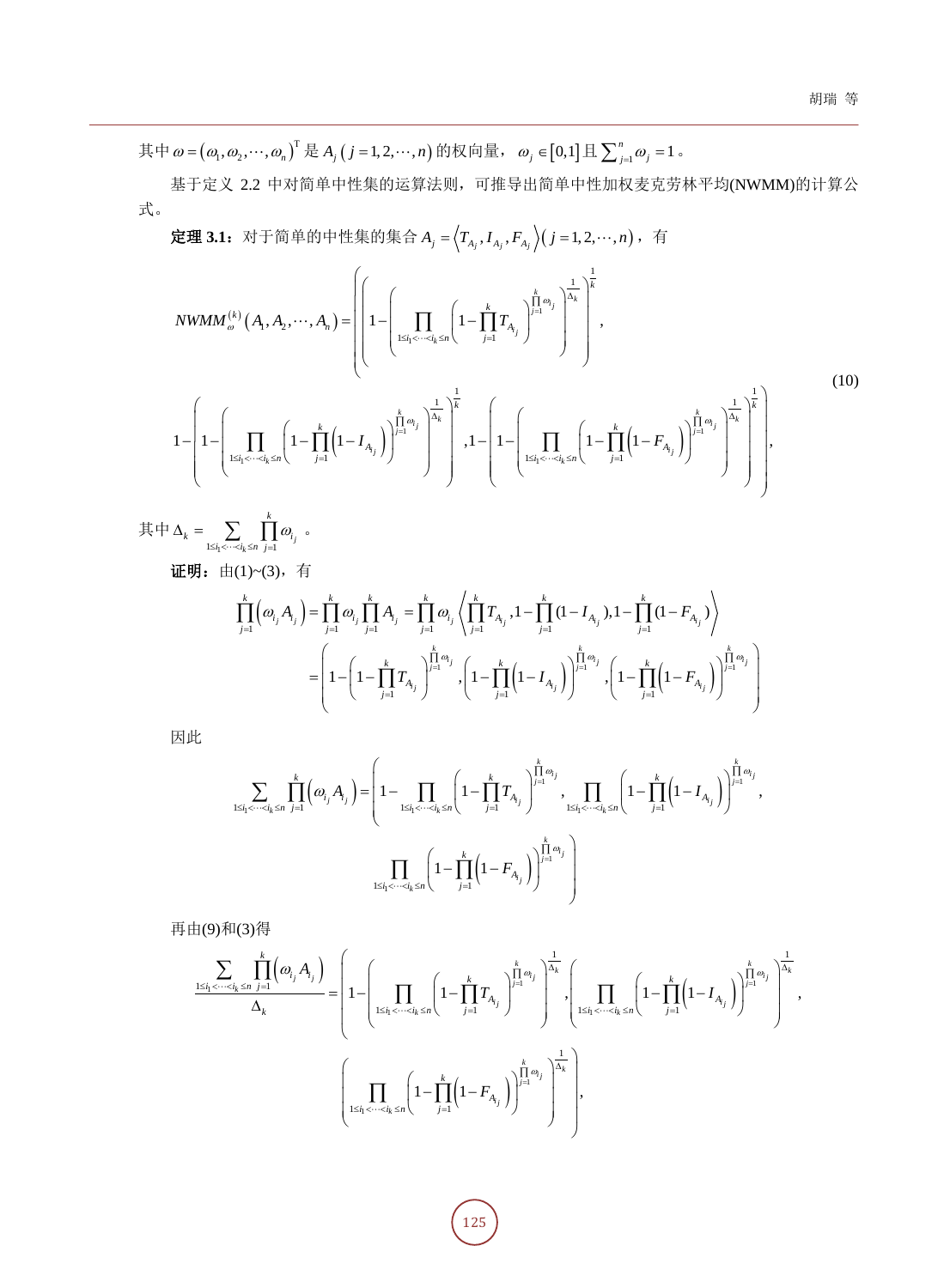其中 $\omega = (\omega_1, \omega_2, \cdots, \omega_n)^{\mathrm{T}}$ 是 $A_j\ (j = 1, 2, \cdots, n)$ 的权向量， $\omega_j \in [0,1]$ 且 $\sum_{j=1}^{n} \omega_j = 1$。

基于定义 2.2 中对简单中性集的运算法则，可推导出简单中性加权麦克劳林平均(NWMM)的计算公式。

**定理 3.1**：对于简单的中性集的集合 $A_j = \langle T_{A_j}, I_{A_j}, F_{A_j} \rangle (j = 1, 2, \cdots, n)$，有

$$
NWMM_{\omega}^{(k)}(A_1, A_2, \cdots, A_n) = \left( \left( 1 - \left( \prod_{1 \le i_1 < \cdots < i_k \le n} \left( 1 - \prod_{j=1}^{k} T_{A_j} \right)^{\prod_{j=1}^{k} \omega_{i_j}} \right)^{\frac{1}{\Delta_k}} \right)^{\frac{1}{k}}, \right.
$$

$$
\left. 1 - \left( 1 - \left( \prod_{1 \le i_1 < \cdots < i_k \le n} \left( 1 - \prod_{j=1}^{k} \left( 1 - I_{A_j} \right) \right)^{\prod_{j=1}^{k} \omega_{i_j}} \right)^{\frac{1}{\Delta_k}} \right)^{\frac{1}{k}}, 1 - \left( 1 - \left( \prod_{1 \le i_1 < \cdots < i_k \le n} \left( 1 - \prod_{j=1}^{k} \left( 1 - F_{A_j} \right) \right)^{\prod_{j=1}^{k} \omega_{i_j}} \right)^{\frac{1}{\Delta_k}} \right)^{\frac{1}{k}} \right), \tag{10}
$$

其中 $\Delta_k = \sum_{1 \le i_1 < \cdots < i_k \le n} \prod_{j=1}^{k} \omega_{i_j}$。

**证明**：由(1)~(3)，有

$$
\prod_{j=1}^{k} \left( \omega_{i_j} A_{i_j} \right) = \prod_{j=1}^{k} \omega_{i_j} \prod_{j=1}^{k} A_{i_j} = \prod_{j=1}^{k} \omega_{i_j} \left\langle \prod_{j=1}^{k} T_{A_j}, 1 - \prod_{j=1}^{k} (1 - I_{A_j}), 1 - \prod_{j=1}^{k} (1 - F_{A_j}) \right\rangle
$$

$$
= \left( 1 - \left( 1 - \prod_{j=1}^{k} T_{A_j} \right)^{\prod_{j=1}^{k} \omega_{i_j}}, \left( 1 - \prod_{j=1}^{k} \left( 1 - I_{A_j} \right) \right)^{\prod_{j=1}^{k} \omega_{i_j}}, \left( 1 - \prod_{j=1}^{k} \left( 1 - F_{A_j} \right) \right)^{\prod_{j=1}^{k} \omega_{i_j}} \right)
$$

因此

$$
\sum_{1 \le i_1 < \cdots < i_k \le n} \prod_{j=1}^{k} \left( \omega_{i_j} A_{i_j} \right) = \left( 1 - \prod_{1 \le i_1 < \cdots < i_k \le n} \left( 1 - \prod_{j=1}^{k} T_{A_j} \right)^{\prod_{j=1}^{k} \omega_{i_j}}, \prod_{1 \le i_1 < \cdots < i_k \le n} \left( 1 - \prod_{j=1}^{k} \left( 1 - I_{A_j} \right) \right)^{\prod_{j=1}^{k} \omega_{i_j}}, \right.
$$

$$
\left. \prod_{1 \le i_1 < \cdots < i_k \le n} \left( 1 - \prod_{j=1}^{k} \left( 1 - F_{A_j} \right) \right)^{\prod_{j=1}^{k} \omega_{i_j}} \right)
$$

再由(9)和(3)得

$$
\frac{\sum_{1 \le i_1 < \cdots < i_k \le n} \prod_{j=1}^{k} \left( \omega_{i_j} A_{i_j} \right)}{\Delta_k} = \left( 1 - \left( \prod_{1 \le i_1 < \cdots < i_k \le n} \left( 1 - \prod_{j=1}^{k} T_{A_j} \right)^{\prod_{j=1}^{k} \omega_{i_j}} \right)^{\frac{1}{\Delta_k}}, \left( \prod_{1 \le i_1 < \cdots < i_k \le n} \left( 1 - \prod_{j=1}^{k} \left( 1 - I_{A_j} \right) \right)^{\prod_{j=1}^{k} \omega_{i_j}} \right)^{\frac{1}{\Delta_k}}, \right.
$$

$$
\left. \left( \prod_{1 \le i_1 < \cdots < i_k \le n} \left( 1 - \prod_{j=1}^{k} \left( 1 - F_{A_j} \right) \right)^{\prod_{j=1}^{k} \omega_{i_j}} \right)^{\frac{1}{\Delta_k}} \right),
$$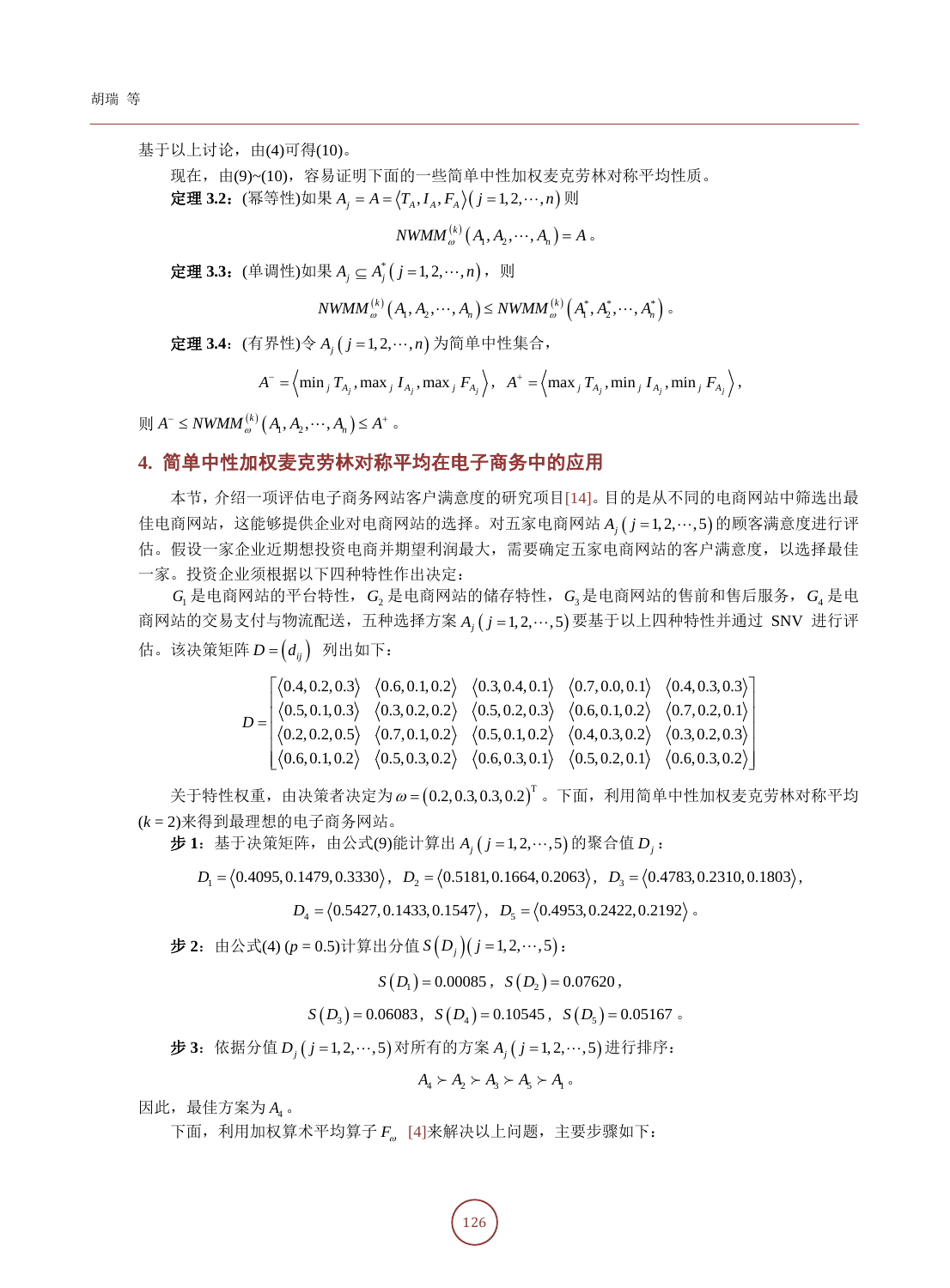基于以上讨论，由(4)可得(10)。

现在，由(9)~(10)，容易证明下面的一些简单中性加权麦克劳林对称平均性质。

**定理 3.2：**(幂等性)如果 $A_j = A = \langle T_A, I_A, F_A \rangle \left( j = 1, 2, \cdots, n \right)$ 则

$$NWMM_{\omega}^{(k)}\left(A_1, A_2, \cdots, A_n\right) = A\text{。}$$

**定理 3.3：**(单调性)如果 $A_j \subseteq A_j^* \left( j = 1, 2, \cdots, n \right)$，则

$$NWMM_{\omega}^{(k)}\left(A_1, A_2, \cdots, A_n\right) \le NWMM_{\omega}^{(k)}\left(A_1^*, A_2^*, \cdots, A_n^*\right)\text{。}$$

**定理 3.4：**(有界性)令 $A_j \left( j = 1, 2, \cdots, n \right)$ 为简单中性集合，

$$A^- = \left\langle \min_j T_{A_j}, \max_j I_{A_j}, \max_j F_{A_j} \right\rangle,\quad A^+ = \left\langle \max_j T_{A_j}, \min_j I_{A_j}, \min_j F_{A_j} \right\rangle,$$

则 $A^- \le NWMM_{\omega}^{(k)}\left(A_1, A_2, \cdots, A_n\right) \le A^+$。

## 4. 简单中性加权麦克劳林对称平均在电子商务中的应用

本节，介绍一项评估电子商务网站客户满意度的研究项目[14]。目的是从不同的电商网站中筛选出最佳电商网站，这能够提供企业对电商网站的选择。对五家电商网站 $A_j \left( j = 1, 2, \cdots, 5 \right)$ 的顾客满意度进行评估。假设一家企业近期想投资电商并期望利润最大，需要确定五家电商网站的客户满意度，以选择最佳一家。投资企业须根据以下四种特性作出决定：

$G_1$ 是电商网站的平台特性，$G_2$ 是电商网站的储存特性，$G_3$ 是电商网站的售前和售后服务，$G_4$ 是电商网站的交易支付与物流配送，五种选择方案 $A_j \left( j = 1, 2, \cdots, 5 \right)$ 要基于以上四种特性并通过 SNV 进行评估。该决策矩阵 $D = \left( d_{ij} \right)$ 列出如下：

$$D = \begin{bmatrix} \langle 0.4, 0.2, 0.3 \rangle & \langle 0.6, 0.1, 0.2 \rangle & \langle 0.3, 0.4, 0.1 \rangle & \langle 0.7, 0.0, 0.1 \rangle & \langle 0.4, 0.3, 0.3 \rangle \\ \langle 0.5, 0.1, 0.3 \rangle & \langle 0.3, 0.2, 0.2 \rangle & \langle 0.5, 0.2, 0.3 \rangle & \langle 0.6, 0.1, 0.2 \rangle & \langle 0.7, 0.2, 0.1 \rangle \\ \langle 0.2, 0.2, 0.5 \rangle & \langle 0.7, 0.1, 0.2 \rangle & \langle 0.5, 0.1, 0.2 \rangle & \langle 0.4, 0.3, 0.2 \rangle & \langle 0.3, 0.2, 0.3 \rangle \\ \langle 0.6, 0.1, 0.2 \rangle & \langle 0.5, 0.3, 0.2 \rangle & \langle 0.6, 0.3, 0.1 \rangle & \langle 0.5, 0.2, 0.1 \rangle & \langle 0.6, 0.3, 0.2 \rangle \end{bmatrix}$$

关于特性权重，由决策者决定为 $\omega = \left( 0.2, 0.3, 0.3, 0.2 \right)^{\mathrm{T}}$。下面，利用简单中性加权麦克劳林对称平均 $(k = 2)$ 来得到最理想的电子商务网站。

**步 1：**基于决策矩阵，由公式(9)能计算出 $A_j \left( j = 1, 2, \cdots, 5 \right)$ 的聚合值 $D_j$：

$$D_1 = \langle 0.4095, 0.1479, 0.3330 \rangle,\ D_2 = \langle 0.5181, 0.1664, 0.2063 \rangle,\ D_3 = \langle 0.4783, 0.2310, 0.1803 \rangle,$$

$$D_4 = \langle 0.5427, 0.1433, 0.1547 \rangle,\ D_5 = \langle 0.4953, 0.2422, 0.2192 \rangle\text{。}$$

**步 2：**由公式(4) $(p = 0.5)$ 计算出分值 $S\left( D_j \right) \left( j = 1, 2, \cdots, 5 \right)$：

$$S\left(D_1\right) = 0.00085,\ S\left(D_2\right) = 0.07620,$$

$$S\left(D_3\right) = 0.06083,\ S\left(D_4\right) = 0.10545,\ S\left(D_5\right) = 0.05167\text{。}$$

**步 3：**依据分值 $D_j \left( j = 1, 2, \cdots, 5 \right)$ 对所有的方案 $A_j \left( j = 1, 2, \cdots, 5 \right)$ 进行排序：

$$A_4 \succ A_2 \succ A_3 \succ A_5 \succ A_1\text{。}$$

因此，最佳方案为 $A_4$。

下面，利用加权算术平均算子 $F_\omega$ [4]来解决以上问题，主要步骤如下：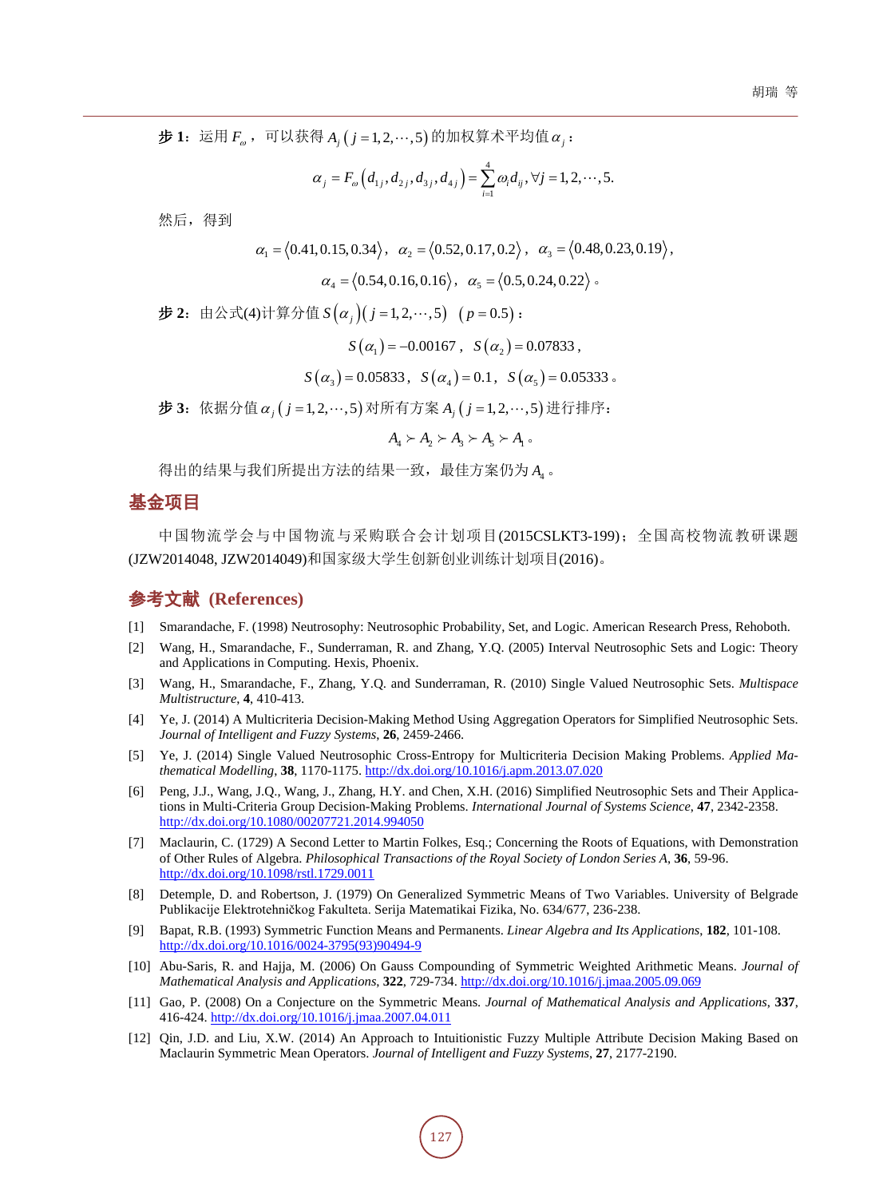**步 1**：运用 $F_\omega$，可以获得 $A_j\left(j=1,2,\cdots,5\right)$ 的加权算术平均值 $\alpha_j$：

$$\alpha_j = F_\omega\left(d_{1j}, d_{2j}, d_{3j}, d_{4j}\right) = \sum_{i=1}^{4} \omega_i d_{ij}, \forall j = 1,2,\cdots,5.$$

然后，得到

$$\alpha_1 = \langle 0.41, 0.15, 0.34 \rangle,\ \alpha_2 = \langle 0.52, 0.17, 0.2 \rangle,\ \alpha_3 = \langle 0.48, 0.23, 0.19 \rangle,$$

$$\alpha_4 = \langle 0.54, 0.16, 0.16 \rangle,\ \alpha_5 = \langle 0.5, 0.24, 0.22 \rangle。$$

**步 2**：由公式(4)计算分值 $S\left(\alpha_j\right)\left(j=1,2,\cdots,5\right)$ $\left(p=0.5\right)$：

$$S\left(\alpha_1\right) = -0.00167,\ S\left(\alpha_2\right) = 0.07833,$$

$$S\left(\alpha_3\right) = 0.05833,\ S\left(\alpha_4\right) = 0.1,\ S\left(\alpha_5\right) = 0.05333。$$

**步 3**：依据分值 $\alpha_j\left(j=1,2,\cdots,5\right)$ 对所有方案 $A_j\left(j=1,2,\cdots,5\right)$ 进行排序：

$$A_4 \succ A_2 \succ A_3 \succ A_5 \succ A_1。$$

得出的结果与我们所提出方法的结果一致，最佳方案仍为 $A_4$。

## 基金项目

中国物流学会与中国物流与采购联合会计划项目(2015CSLKT3-199)；全国高校物流教研课题(JZW2014048, JZW2014049)和国家级大学生创新创业训练计划项目(2016)。

## 参考文献 (References)

[1] Smarandache, F. (1998) Neutrosophy: Neutrosophic Probability, Set, and Logic. American Research Press, Rehoboth.

[2] Wang, H., Smarandache, F., Sunderraman, R. and Zhang, Y.Q. (2005) Interval Neutrosophic Sets and Logic: Theory and Applications in Computing. Hexis, Phoenix.

[3] Wang, H., Smarandache, F., Zhang, Y.Q. and Sunderraman, R. (2010) Single Valued Neutrosophic Sets. *Multispace Multistructure*, **4**, 410-413.

[4] Ye, J. (2014) A Multicriteria Decision-Making Method Using Aggregation Operators for Simplified Neutrosophic Sets. *Journal of Intelligent and Fuzzy Systems*, **26**, 2459-2466.

[5] Ye, J. (2014) Single Valued Neutrosophic Cross-Entropy for Multicriteria Decision Making Problems. *Applied Mathematical Modelling*, **38**, 1170-1175. http://dx.doi.org/10.1016/j.apm.2013.07.020

[6] Peng, J.J., Wang, J.Q., Wang, J., Zhang, H.Y. and Chen, X.H. (2016) Simplified Neutrosophic Sets and Their Applications in Multi-Criteria Group Decision-Making Problems. *International Journal of Systems Science*, **47**, 2342-2358. http://dx.doi.org/10.1080/00207721.2014.994050

[7] Maclaurin, C. (1729) A Second Letter to Martin Folkes, Esq.; Concerning the Roots of Equations, with Demonstration of Other Rules of Algebra. *Philosophical Transactions of the Royal Society of London Series A*, **36**, 59-96. http://dx.doi.org/10.1098/rstl.1729.0011

[8] Detemple, D. and Robertson, J. (1979) On Generalized Symmetric Means of Two Variables. University of Belgrade Publikacije Elektrotehničkog Fakulteta. Serija Matematikai Fizika, No. 634/677, 236-238.

[9] Bapat, R.B. (1993) Symmetric Function Means and Permanents. *Linear Algebra and Its Applications*, **182**, 101-108. http://dx.doi.org/10.1016/0024-3795(93)90494-9

[10] Abu-Saris, R. and Hajja, M. (2006) On Gauss Compounding of Symmetric Weighted Arithmetic Means. *Journal of Mathematical Analysis and Applications*, **322**, 729-734. http://dx.doi.org/10.1016/j.jmaa.2005.09.069

[11] Gao, P. (2008) On a Conjecture on the Symmetric Means. *Journal of Mathematical Analysis and Applications*, **337**, 416-424. http://dx.doi.org/10.1016/j.jmaa.2007.04.011

[12] Qin, J.D. and Liu, X.W. (2014) An Approach to Intuitionistic Fuzzy Multiple Attribute Decision Making Based on Maclaurin Symmetric Mean Operators. *Journal of Intelligent and Fuzzy Systems*, **27**, 2177-2190.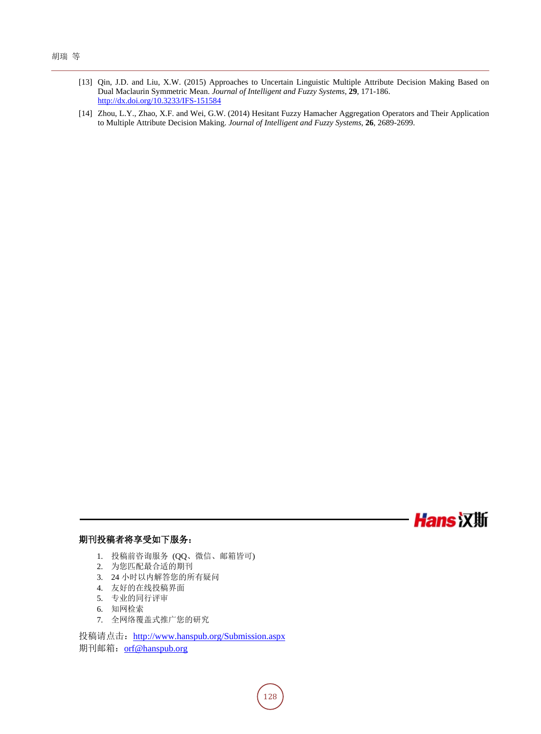[13] Qin, J.D. and Liu, X.W. (2015) Approaches to Uncertain Linguistic Multiple Attribute Decision Making Based on Dual Maclaurin Symmetric Mean. *Journal of Intelligent and Fuzzy Systems*, **29**, 171-186. http://dx.doi.org/10.3233/IFS-151584

[14] Zhou, L.Y., Zhao, X.F. and Wei, G.W. (2014) Hesitant Fuzzy Hamacher Aggregation Operators and Their Application to Multiple Attribute Decision Making. *Journal of Intelligent and Fuzzy Systems*, **26**, 2689-2699.

Hans汉斯

**期刊投稿者将享受如下服务：**

1. 投稿前咨询服务 (QQ、微信、邮箱皆可)
2. 为您匹配最合适的期刊
3. 24 小时以内解答您的所有疑问
4. 友好的在线投稿界面
5. 专业的同行评审
6. 知网检索
7. 全网络覆盖式推广您的研究

投稿请点击：http://www.hanspub.org/Submission.aspx
期刊邮箱：orf@hanspub.org